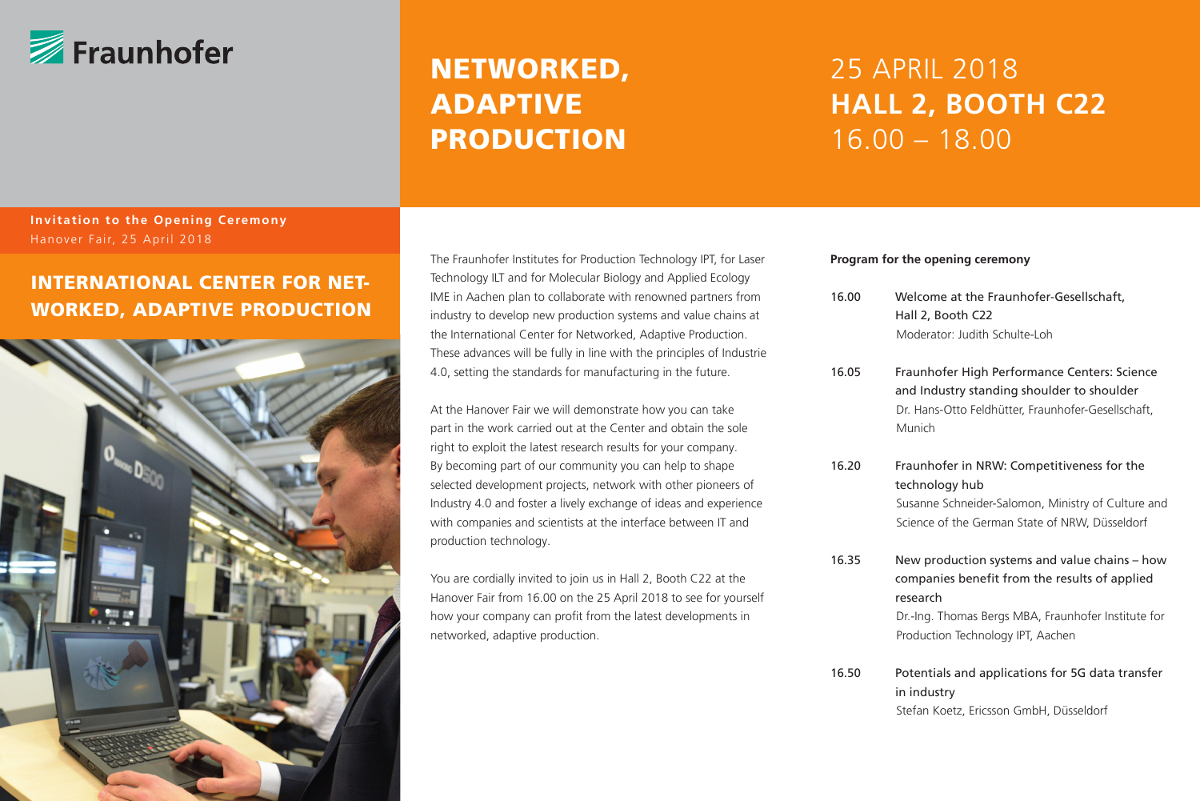Fraunhofer

# NETWORKED, ADAPTIVE PRODUCTION

25 APRIL 2018
**HALL 2, BOOTH C22**
16.00 – 18.00

**Invitation to the Opening Ceremony**
Hanover Fair, 25 April 2018

## INTERNATIONAL CENTER FOR NETWORKED, ADAPTIVE PRODUCTION

The Fraunhofer Institutes for Production Technology IPT, for Laser Technology ILT and for Molecular Biology and Applied Ecology IME in Aachen plan to collaborate with renowned partners from industry to develop new production systems and value chains at the International Center for Networked, Adaptive Production. These advances will be fully in line with the principles of Industrie 4.0, setting the standards for manufacturing in the future.

At the Hanover Fair we will demonstrate how you can take part in the work carried out at the Center and obtain the sole right to exploit the latest research results for your company. By becoming part of our community you can help to shape selected development projects, network with other pioneers of Industry 4.0 and foster a lively exchange of ideas and experience with companies and scientists at the interface between IT and production technology.

You are cordially invited to join us in Hall 2, Booth C22 at the Hanover Fair from 16.00 on the 25 April 2018 to see for yourself how your company can profit from the latest developments in networked, adaptive production.

**Program for the opening ceremony**

| | |
|---|---|
| 16.00 | Welcome at the Fraunhofer-Gesellschaft, Hall 2, Booth C22<br>Moderator: Judith Schulte-Loh |
| 16.05 | Fraunhofer High Performance Centers: Science and Industry standing shoulder to shoulder<br>Dr. Hans-Otto Feldhütter, Fraunhofer-Gesellschaft, Munich |
| 16.20 | Fraunhofer in NRW: Competitiveness for the technology hub<br>Susanne Schneider-Salomon, Ministry of Culture and Science of the German State of NRW, Düsseldorf |
| 16.35 | New production systems and value chains – how companies benefit from the results of applied research<br>Dr.-Ing. Thomas Bergs MBA, Fraunhofer Institute for Production Technology IPT, Aachen |
| 16.50 | Potentials and applications for 5G data transfer in industry<br>Stefan Koetz, Ericsson GmbH, Düsseldorf |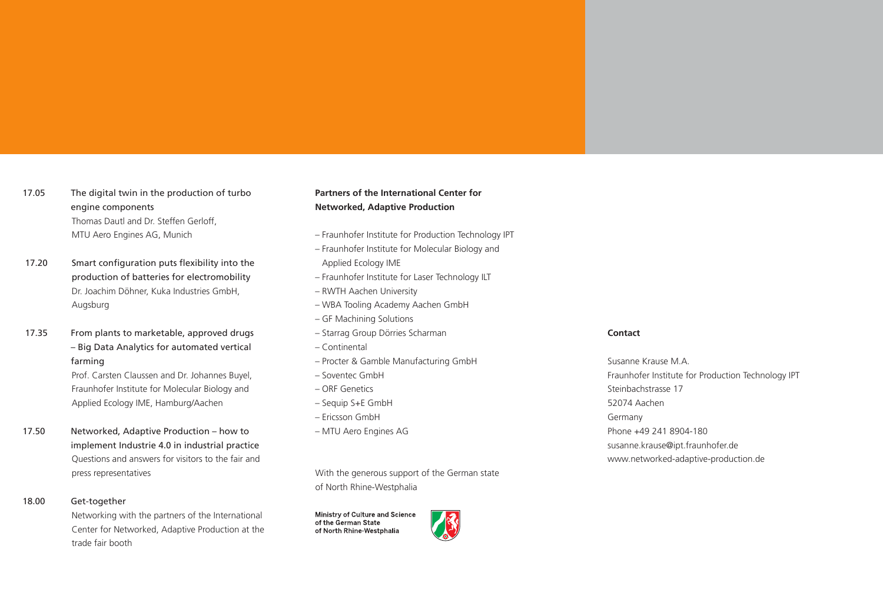17.05 **The digital twin in the production of turbo engine components**
Thomas Dautl and Dr. Steffen Gerloff, MTU Aero Engines AG, Munich

17.20 **Smart configuration puts flexibility into the production of batteries for electromobility**
Dr. Joachim Döhner, Kuka Industries GmbH, Augsburg

17.35 **From plants to marketable, approved drugs – Big Data Analytics for automated vertical farming**
Prof. Carsten Claussen and Dr. Johannes Buyel, Fraunhofer Institute for Molecular Biology and Applied Ecology IME, Hamburg/Aachen

17.50 **Networked, Adaptive Production – how to implement Industrie 4.0 in industrial practice**
Questions and answers for visitors to the fair and press representatives

18.00 **Get-together**
Networking with the partners of the International Center for Networked, Adaptive Production at the trade fair booth

**Partners of the International Center for Networked, Adaptive Production**

- Fraunhofer Institute for Production Technology IPT
- Fraunhofer Institute for Molecular Biology and Applied Ecology IME
- Fraunhofer Institute for Laser Technology ILT
- RWTH Aachen University
- WBA Tooling Academy Aachen GmbH
- GF Machining Solutions
- Starrag Group Dörries Scharman
- Continental
- Procter & Gamble Manufacturing GmbH
- Soventec GmbH
- ORF Genetics
- Sequip S+E GmbH
- Ericsson GmbH
- MTU Aero Engines AG

With the generous support of the German state of North Rhine-Westphalia

Ministry of Culture and Science
of the German State
of North Rhine-Westphalia

**Contact**

Susanne Krause M.A.
Fraunhofer Institute for Production Technology IPT
Steinbachstrasse 17
52074 Aachen
Germany
Phone +49 241 8904-180
susanne.krause@ipt.fraunhofer.de
www.networked-adaptive-production.de